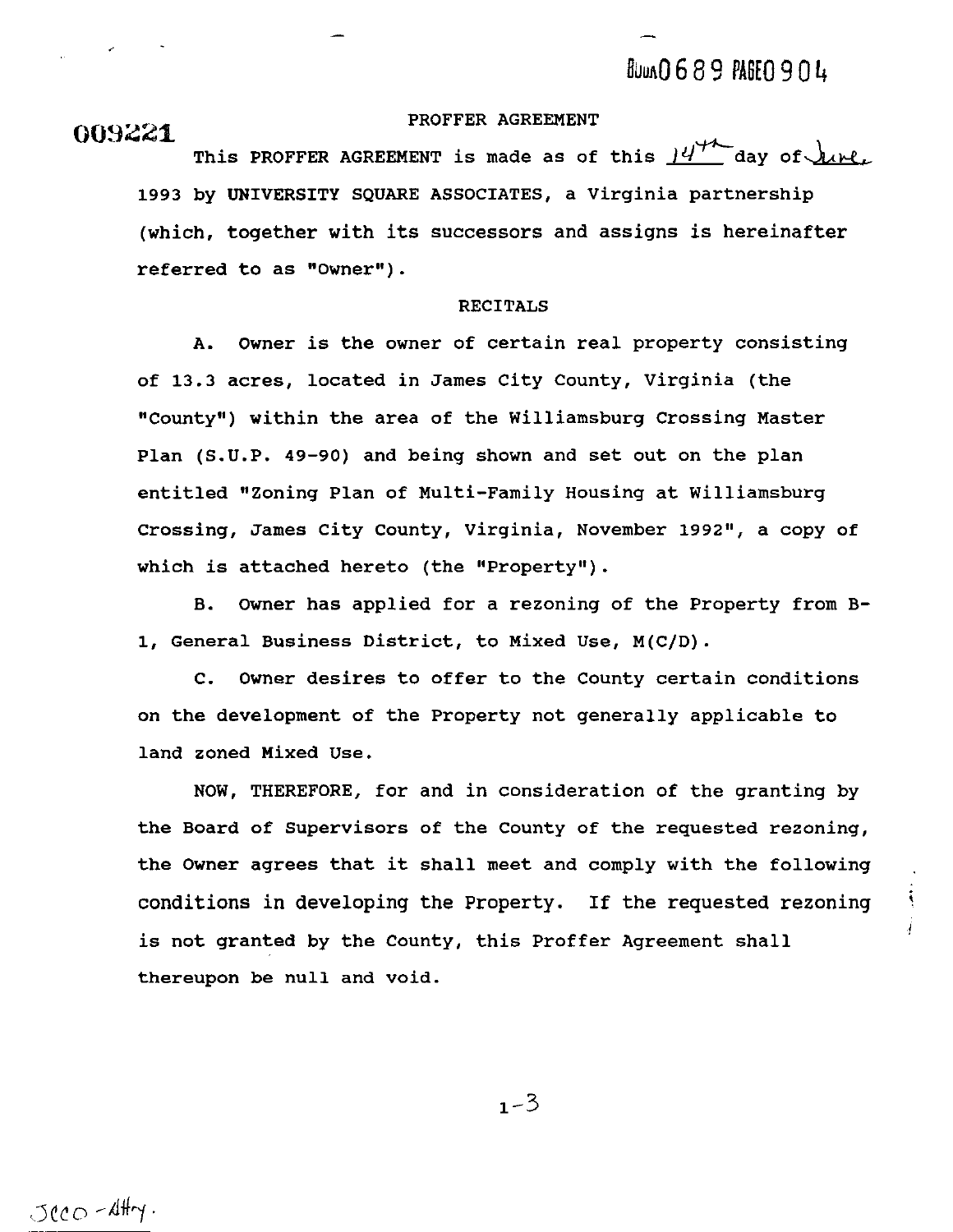BOOK 0689 PAGE 0904

009221

# PROFFER AGREEMENT

This PROFFER AGREEMENT is made as of this 14th day of June, 1993 by **UNIVERSITY SQUARE ASSOCIATES**, a Virginia partnership (which, together with its successors and assigns is hereinafter referred to as "Owner").

## RECITALS

A. Owner is the owner of certain real property consisting of 13.3 acres, located in James City County, Virginia (the "County") within the area of the Williamsburg Crossing Master Plan (S.U.P. 49-90) and being shown and set out on the plan entitled "Zoning Plan of Multi-Family Housing at Williamsburg Crossing, James City County, Virginia, November 1992", a copy of which is attached hereto (the "Property").

B. Owner has applied for a rezoning of the Property from B-1, General Business District, to Mixed Use, M(C/D).

C. Owner desires to offer to the County certain conditions on the development of the Property not generally applicable to land zoned Mixed Use.

NOW, THEREFORE, for and in consideration of the granting by the Board of Supervisors of the County of the requested rezoning, the Owner agrees that it shall meet and comply with the following conditions in developing the Property. If the requested rezoning is not granted by the County, this Proffer Agreement shall thereupon be null and void.

1-3

JCCO - Atty.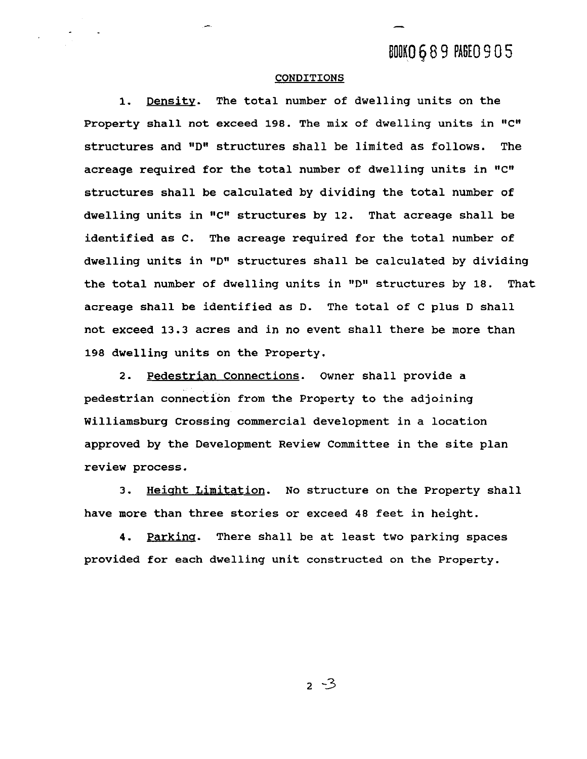## CONDITIONS

1. Density. The total number of dwelling units on the Property shall not exceed 198. The mix of dwelling units in "C" structures and "D" structures shall be limited as follows. The acreage required for the total number of dwelling units in "C" structures shall be calculated by dividing the total number of dwelling units in "C" structures by 12. That acreage shall be identified as C. The acreage required for the total number of dwelling units in "D" structures shall be calculated by dividing the total number of dwelling units in "D" structures by 18. That acreage shall be identified as D. The total of C plus D shall not exceed 13.3 acres and in no event shall there be more than 198 dwelling units on the Property.

2. Pedestrian Connections. Owner shall provide a pedestrian connection from the Property to the adjoining Williamsburg Crossing commercial development in a location approved by the Development Review Committee in the site plan review process.

3. Height Limitation. No structure on the Property shall have more than three stories or exceed 48 feet in height.

4. Parking. There shall be at least two parking spaces provided for each dwelling unit constructed on the Property.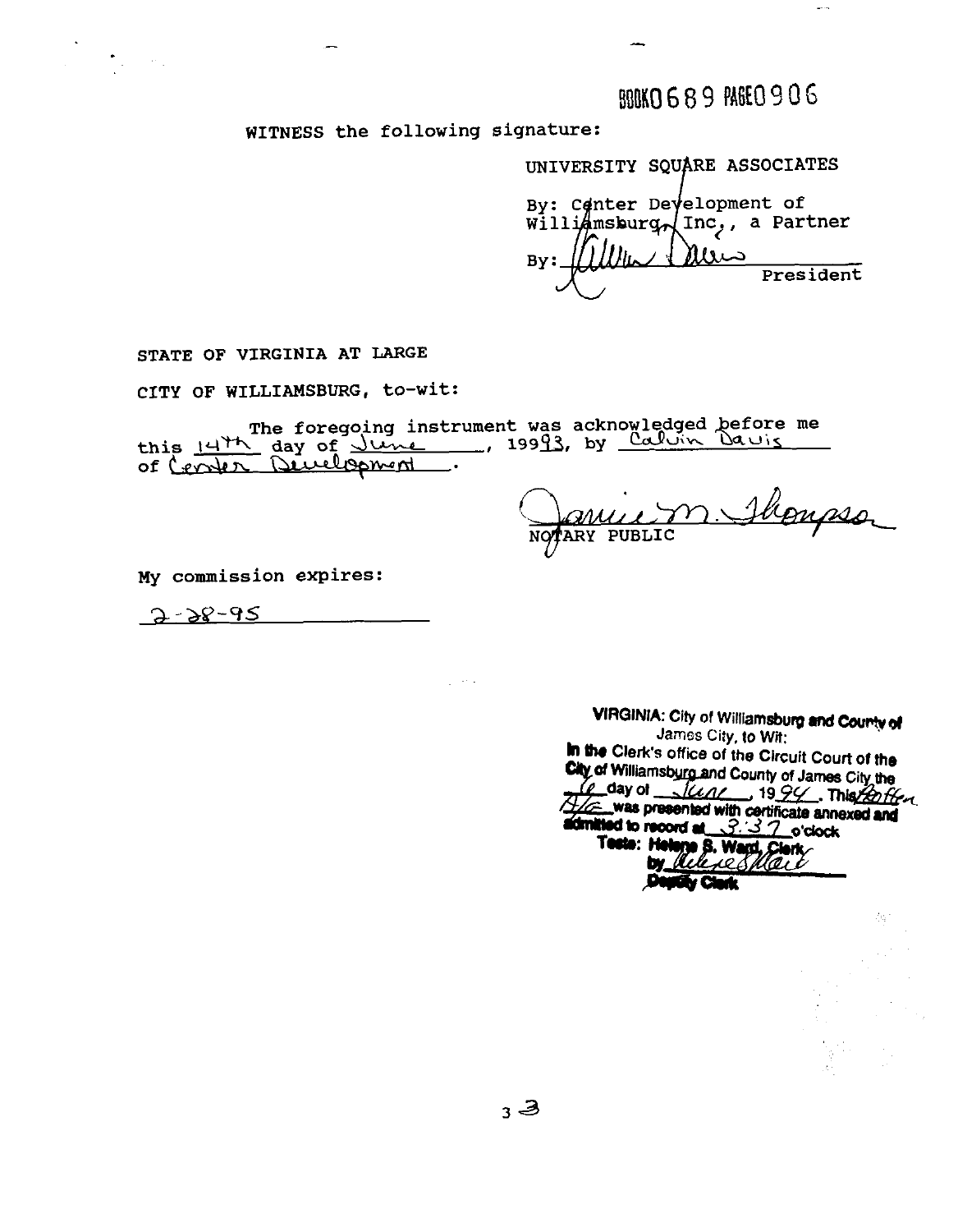BOOK0689 PAGE0906

WITNESS the following signature:

UNIVERSITY SQUARE ASSOCIATES

By: Center Development of Williamsburg, Inc., a Partner

By: Calvin Davis
President

STATE OF VIRGINIA AT LARGE

CITY OF WILLIAMSBURG, to-wit:

The foregoing instrument was acknowledged before me this 14th day of June, 1993, by Calvin Davis of Center Development.

Janice M. Thompson
NOTARY PUBLIC

My commission expires:

2-28-95

VIRGINIA: City of Williamsburg and County of James City, to Wit:
In the Clerk's office of the Circuit Court of the City of Williamsburg and County of James City the 16 day of June, 19 94. This Deed of Easement was presented with certificate annexed and admitted to record at 3:37 o'clock

Teste: Helene S. Ward, Clerk
by Helene S. Ward
Deputy Clerk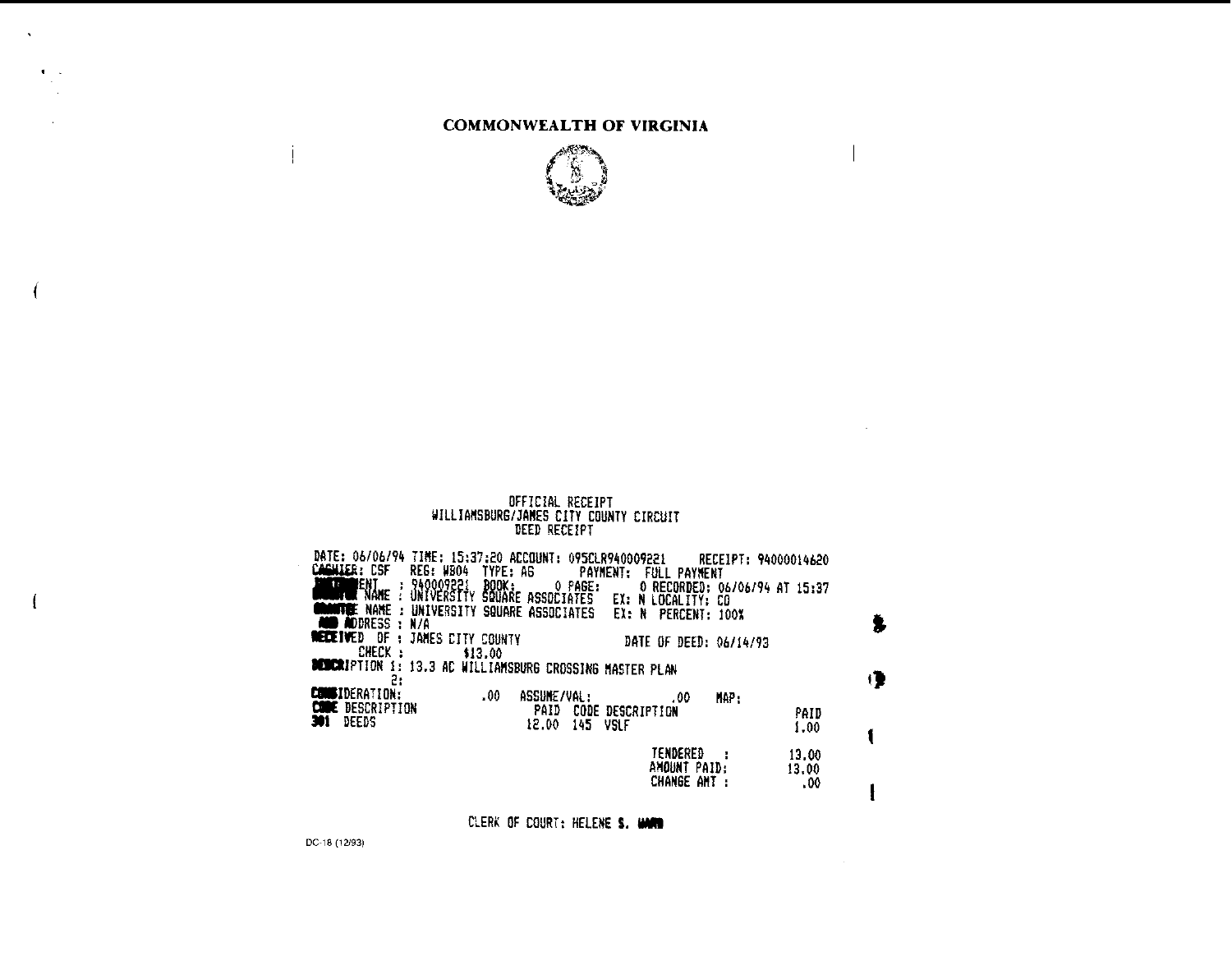**COMMONWEALTH OF VIRGINIA**

OFFICIAL RECEIPT
WILLIAMSBURG/JAMES CITY COUNTY CIRCUIT
DEED RECEIPT

```
DATE: 06/06/94 TIME: 15:37:20 ACCOUNT: 095CLR940009221     RECEIPT: 94000014620
CASHIER: CSF   REG: WB04  TYPE: AG      PAYMENT:  FULL PAYMENT
INSTRUMENT   : 940009221  BOOK:       0 PAGE:      0 RECORDED: 06/06/94 AT 15:37
GRANTOR NAME : UNIVERSITY SQUARE ASSOCIATES   EX: N LOCALITY: CO
GRANTEE NAME : UNIVERSITY SQUARE ASSOCIATES   EX: N  PERCENT: 100%
AND ADDRESS : N/A
RECEIVED  OF : JAMES CITY COUNTY                  DATE OF DEED: 06/14/93
     CHECK :          $13.00
DESCRIPTION 1: 13.3 AC WILLIAMSBURG CROSSING MASTER PLAN
            2:
CONSIDERATION:            .00   ASSUME/VAL:          .00    MAP:
CODE DESCRIPTION                PAID  CODE DESCRIPTION                  PAID
301  DEEDS                     12.00  145  VSLF                         1.00

                                             TENDERED    :             13.00
                                             AMOUNT PAID:              13.00
                                             CHANGE AMT  :               .00
```

CLERK OF COURT: HELENE S. WARD

DC-18 (12/93)